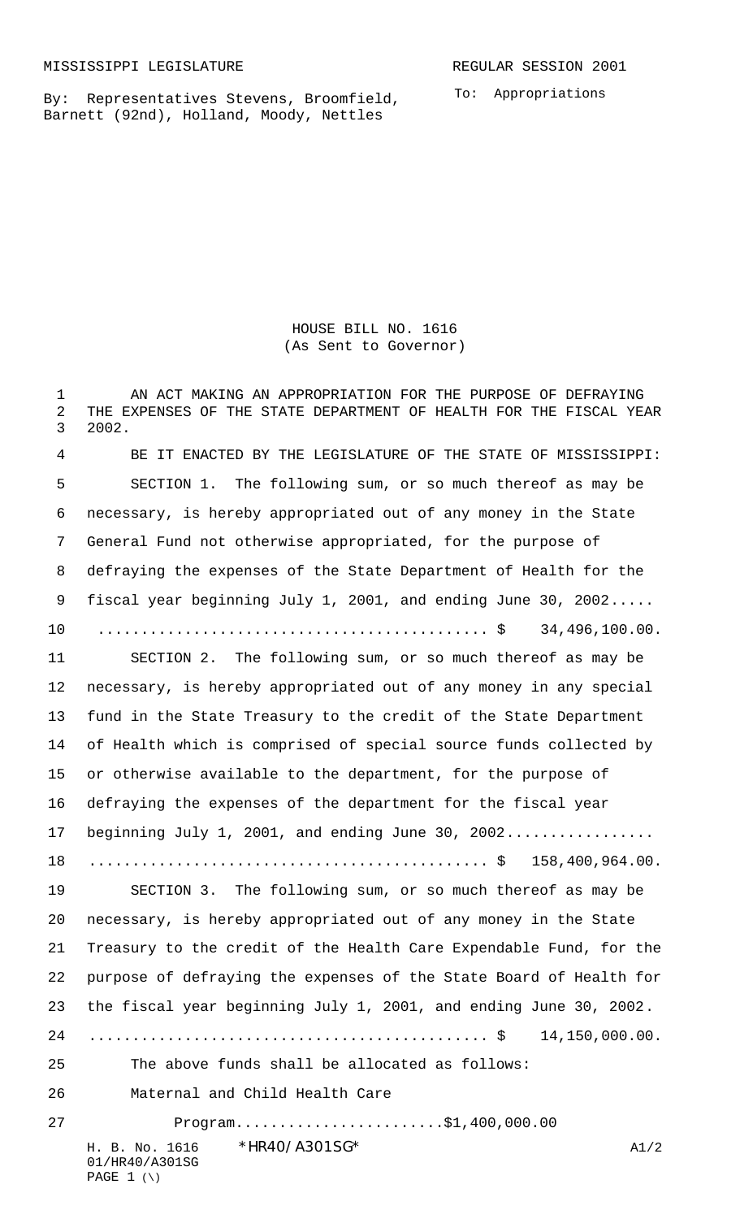MISSISSIPPI LEGISLATURE REGULAR SESSION 2001

By: Representatives Stevens, Broomfield, Barnett (92nd), Holland, Moody, Nettles

To: Appropriations

# HOUSE BILL NO. 1616
(As Sent to Governor)

AN ACT MAKING AN APPROPRIATION FOR THE PURPOSE OF DEFRAYING THE EXPENSES OF THE STATE DEPARTMENT OF HEALTH FOR THE FISCAL YEAR 2002.

BE IT ENACTED BY THE LEGISLATURE OF THE STATE OF MISSISSIPPI:

SECTION 1. The following sum, or so much thereof as may be necessary, is hereby appropriated out of any money in the State General Fund not otherwise appropriated, for the purpose of defraying the expenses of the State Department of Health for the fiscal year beginning July 1, 2001, and ending June 30, 2002..... ............................................ $ 34,496,100.00.

SECTION 2. The following sum, or so much thereof as may be necessary, is hereby appropriated out of any money in any special fund in the State Treasury to the credit of the State Department of Health which is comprised of special source funds collected by or otherwise available to the department, for the purpose of defraying the expenses of the department for the fiscal year beginning July 1, 2001, and ending June 30, 2002................. ............................................ $ 158,400,964.00.

SECTION 3. The following sum, or so much thereof as may be necessary, is hereby appropriated out of any money in the State Treasury to the credit of the Health Care Expendable Fund, for the purpose of defraying the expenses of the State Board of Health for the fiscal year beginning July 1, 2001, and ending June 30, 2002. ............................................ $ 14,150,000.00.

The above funds shall be allocated as follows:

Maternal and Child Health Care Program.......................$1,400,000.00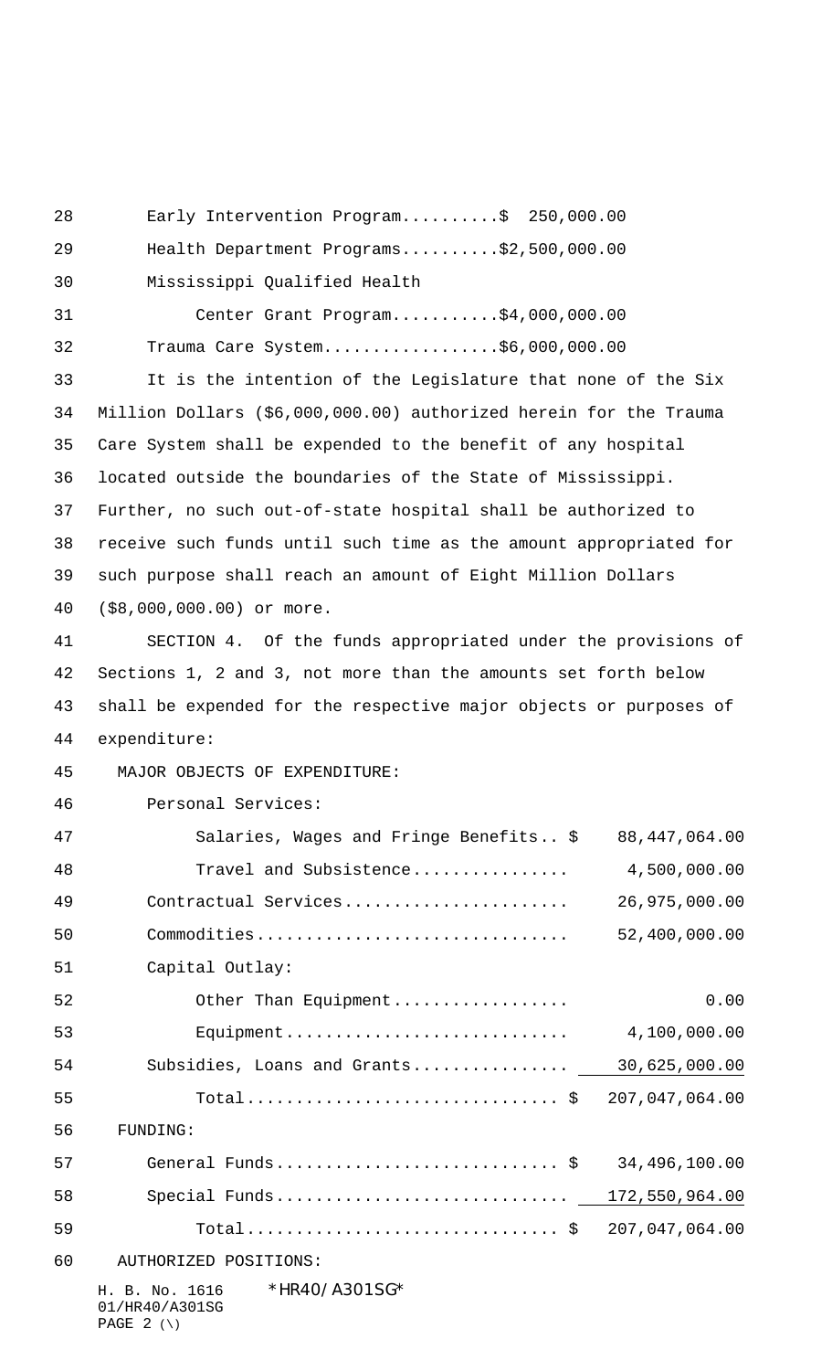Early Intervention Program..........$ 250,000.00

Health Department Programs..........$2,500,000.00

Mississippi Qualified Health Center Grant Program...........$4,000,000.00

Trauma Care System..................$6,000,000.00

It is the intention of the Legislature that none of the Six Million Dollars ($6,000,000.00) authorized herein for the Trauma Care System shall be expended to the benefit of any hospital located outside the boundaries of the State of Mississippi. Further, no such out-of-state hospital shall be authorized to receive such funds until such time as the amount appropriated for such purpose shall reach an amount of Eight Million Dollars ($8,000,000.00) or more.

SECTION 4. Of the funds appropriated under the provisions of Sections 1, 2 and 3, not more than the amounts set forth below shall be expended for the respective major objects or purposes of expenditure:

MAJOR OBJECTS OF EXPENDITURE:

| | |
|---|---|
| Personal Services: | |
| Salaries, Wages and Fringe Benefits.. $ | 88,447,064.00 |
| Travel and Subsistence................ | 4,500,000.00 |
| Contractual Services....................... | 26,975,000.00 |
| Commodities................................ | 52,400,000.00 |
| Capital Outlay: | |
| Other Than Equipment.................. | 0.00 |
| Equipment............................. | 4,100,000.00 |
| Subsidies, Loans and Grants................ | 30,625,000.00 |
| Total................................ $ | 207,047,064.00 |

FUNDING:

| | |
|---|---|
| General Funds............................ $ | 34,496,100.00 |
| Special Funds.............................. | 172,550,964.00 |
| Total................................ $ | 207,047,064.00 |

AUTHORIZED POSITIONS: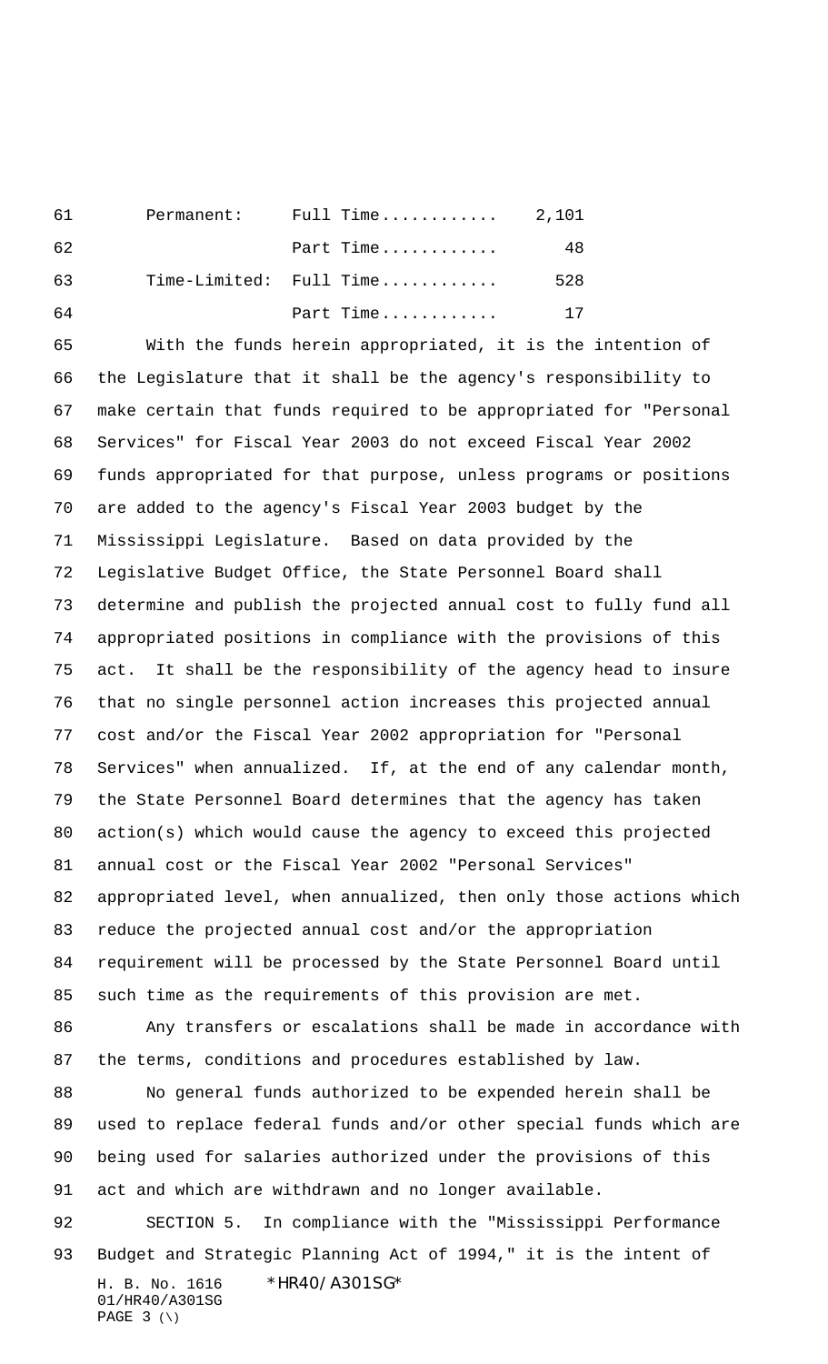| | | |
|---|---|---|
| Permanent: | Full Time............ | 2,101 |
| | Part Time............ | 48 |
| Time-Limited: | Full Time............ | 528 |
| | Part Time............ | 17 |

With the funds herein appropriated, it is the intention of the Legislature that it shall be the agency's responsibility to make certain that funds required to be appropriated for "Personal Services" for Fiscal Year 2003 do not exceed Fiscal Year 2002 funds appropriated for that purpose, unless programs or positions are added to the agency's Fiscal Year 2003 budget by the Mississippi Legislature. Based on data provided by the Legislative Budget Office, the State Personnel Board shall determine and publish the projected annual cost to fully fund all appropriated positions in compliance with the provisions of this act. It shall be the responsibility of the agency head to insure that no single personnel action increases this projected annual cost and/or the Fiscal Year 2002 appropriation for "Personal Services" when annualized. If, at the end of any calendar month, the State Personnel Board determines that the agency has taken action(s) which would cause the agency to exceed this projected annual cost or the Fiscal Year 2002 "Personal Services" appropriated level, when annualized, then only those actions which reduce the projected annual cost and/or the appropriation requirement will be processed by the State Personnel Board until such time as the requirements of this provision are met.

Any transfers or escalations shall be made in accordance with the terms, conditions and procedures established by law.

No general funds authorized to be expended herein shall be used to replace federal funds and/or other special funds which are being used for salaries authorized under the provisions of this act and which are withdrawn and no longer available.

SECTION 5. In compliance with the "Mississippi Performance Budget and Strategic Planning Act of 1994," it is the intent of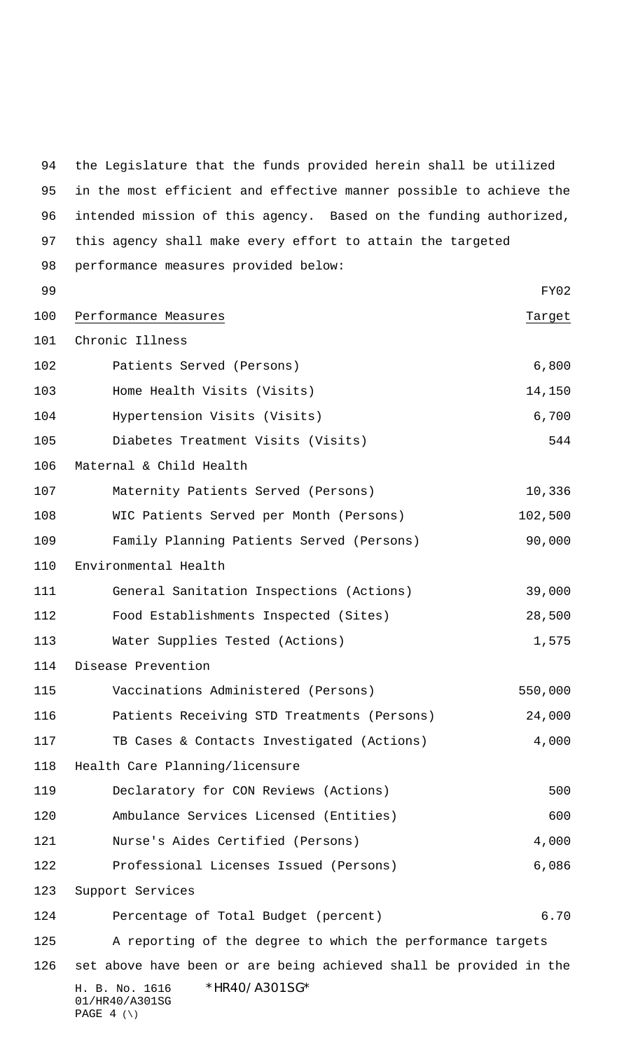the Legislature that the funds provided herein shall be utilized in the most efficient and effective manner possible to achieve the intended mission of this agency. Based on the funding authorized, this agency shall make every effort to attain the targeted performance measures provided below:

| Performance Measures | FY02 Target |
|---|---|
| Chronic Illness | |
| Patients Served (Persons) | 6,800 |
| Home Health Visits (Visits) | 14,150 |
| Hypertension Visits (Visits) | 6,700 |
| Diabetes Treatment Visits (Visits) | 544 |
| Maternal & Child Health | |
| Maternity Patients Served (Persons) | 10,336 |
| WIC Patients Served per Month (Persons) | 102,500 |
| Family Planning Patients Served (Persons) | 90,000 |
| Environmental Health | |
| General Sanitation Inspections (Actions) | 39,000 |
| Food Establishments Inspected (Sites) | 28,500 |
| Water Supplies Tested (Actions) | 1,575 |
| Disease Prevention | |
| Vaccinations Administered (Persons) | 550,000 |
| Patients Receiving STD Treatments (Persons) | 24,000 |
| TB Cases & Contacts Investigated (Actions) | 4,000 |
| Health Care Planning/licensure | |
| Declaratory for CON Reviews (Actions) | 500 |
| Ambulance Services Licensed (Entities) | 600 |
| Nurse's Aides Certified (Persons) | 4,000 |
| Professional Licenses Issued (Persons) | 6,086 |
| Support Services | |
| Percentage of Total Budget (percent) | 6.70 |

A reporting of the degree to which the performance targets set above have been or are being achieved shall be provided in the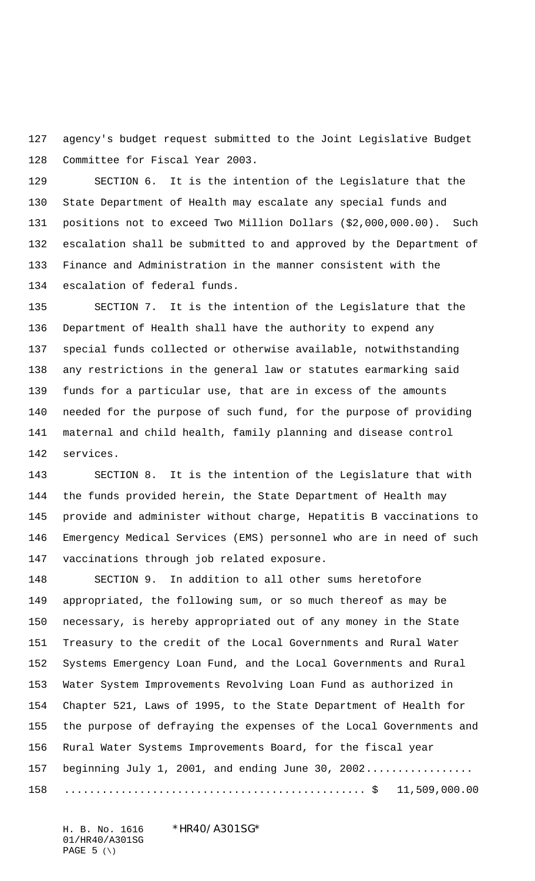agency's budget request submitted to the Joint Legislative Budget Committee for Fiscal Year 2003.

SECTION 6. It is the intention of the Legislature that the State Department of Health may escalate any special funds and positions not to exceed Two Million Dollars ($2,000,000.00). Such escalation shall be submitted to and approved by the Department of Finance and Administration in the manner consistent with the escalation of federal funds.

SECTION 7. It is the intention of the Legislature that the Department of Health shall have the authority to expend any special funds collected or otherwise available, notwithstanding any restrictions in the general law or statutes earmarking said funds for a particular use, that are in excess of the amounts needed for the purpose of such fund, for the purpose of providing maternal and child health, family planning and disease control services.

SECTION 8. It is the intention of the Legislature that with the funds provided herein, the State Department of Health may provide and administer without charge, Hepatitis B vaccinations to Emergency Medical Services (EMS) personnel who are in need of such vaccinations through job related exposure.

SECTION 9. In addition to all other sums heretofore appropriated, the following sum, or so much thereof as may be necessary, is hereby appropriated out of any money in the State Treasury to the credit of the Local Governments and Rural Water Systems Emergency Loan Fund, and the Local Governments and Rural Water System Improvements Revolving Loan Fund as authorized in Chapter 521, Laws of 1995, to the State Department of Health for the purpose of defraying the expenses of the Local Governments and Rural Water Systems Improvements Board, for the fiscal year beginning July 1, 2001, and ending June 30, 2002................. ............................................... $ 11,509,000.00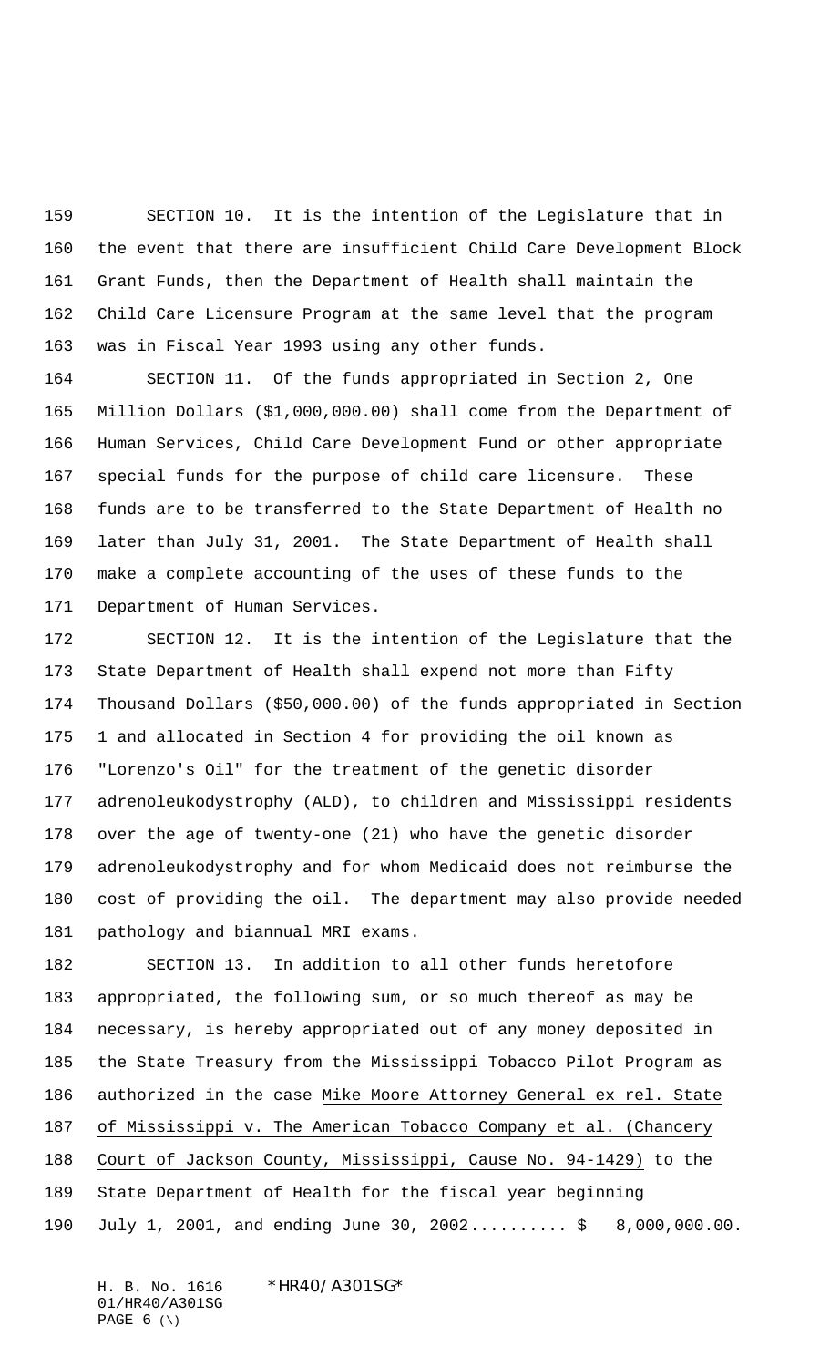SECTION 10. It is the intention of the Legislature that in the event that there are insufficient Child Care Development Block Grant Funds, then the Department of Health shall maintain the Child Care Licensure Program at the same level that the program was in Fiscal Year 1993 using any other funds.

SECTION 11. Of the funds appropriated in Section 2, One Million Dollars ($1,000,000.00) shall come from the Department of Human Services, Child Care Development Fund or other appropriate special funds for the purpose of child care licensure. These funds are to be transferred to the State Department of Health no later than July 31, 2001. The State Department of Health shall make a complete accounting of the uses of these funds to the Department of Human Services.

SECTION 12. It is the intention of the Legislature that the State Department of Health shall expend not more than Fifty Thousand Dollars ($50,000.00) of the funds appropriated in Section 1 and allocated in Section 4 for providing the oil known as "Lorenzo's Oil" for the treatment of the genetic disorder adrenoleukodystrophy (ALD), to children and Mississippi residents over the age of twenty-one (21) who have the genetic disorder adrenoleukodystrophy and for whom Medicaid does not reimburse the cost of providing the oil. The department may also provide needed pathology and biannual MRI exams.

SECTION 13. In addition to all other funds heretofore appropriated, the following sum, or so much thereof as may be necessary, is hereby appropriated out of any money deposited in the State Treasury from the Mississippi Tobacco Pilot Program as authorized in the case Mike Moore Attorney General ex rel. State of Mississippi v. The American Tobacco Company et al. (Chancery Court of Jackson County, Mississippi, Cause No. 94-1429) to the State Department of Health for the fiscal year beginning July 1, 2001, and ending June 30, 2002.......... $ 8,000,000.00.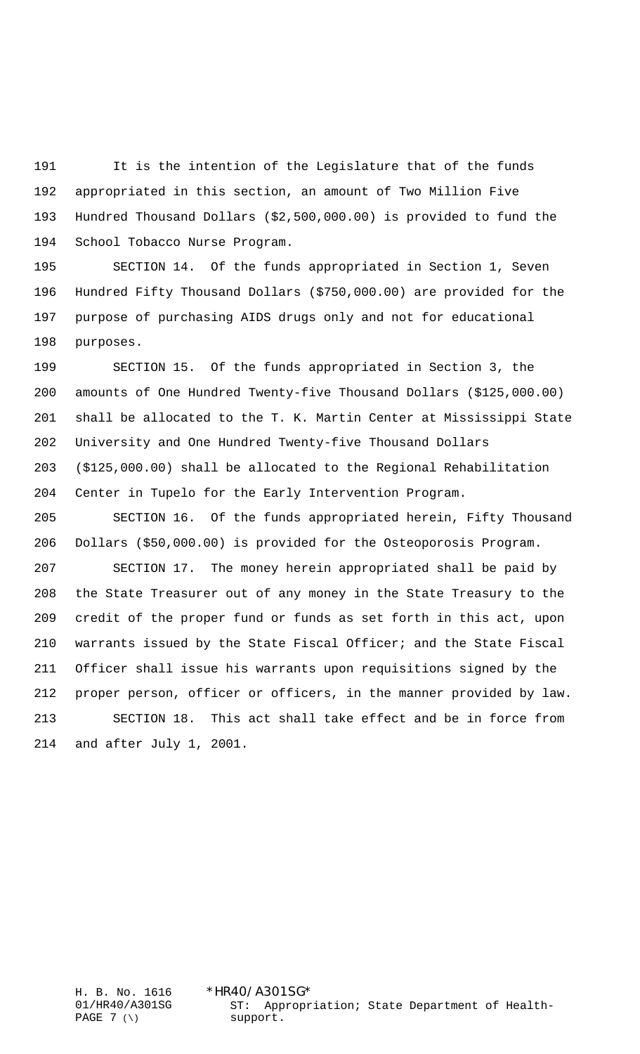It is the intention of the Legislature that of the funds appropriated in this section, an amount of Two Million Five Hundred Thousand Dollars ($2,500,000.00) is provided to fund the School Tobacco Nurse Program.

SECTION 14. Of the funds appropriated in Section 1, Seven Hundred Fifty Thousand Dollars ($750,000.00) are provided for the purpose of purchasing AIDS drugs only and not for educational purposes.

SECTION 15. Of the funds appropriated in Section 3, the amounts of One Hundred Twenty-five Thousand Dollars ($125,000.00) shall be allocated to the T. K. Martin Center at Mississippi State University and One Hundred Twenty-five Thousand Dollars ($125,000.00) shall be allocated to the Regional Rehabilitation Center in Tupelo for the Early Intervention Program.

SECTION 16. Of the funds appropriated herein, Fifty Thousand Dollars ($50,000.00) is provided for the Osteoporosis Program.

SECTION 17. The money herein appropriated shall be paid by the State Treasurer out of any money in the State Treasury to the credit of the proper fund or funds as set forth in this act, upon warrants issued by the State Fiscal Officer; and the State Fiscal Officer shall issue his warrants upon requisitions signed by the proper person, officer or officers, in the manner provided by law.

SECTION 18. This act shall take effect and be in force from and after July 1, 2001.